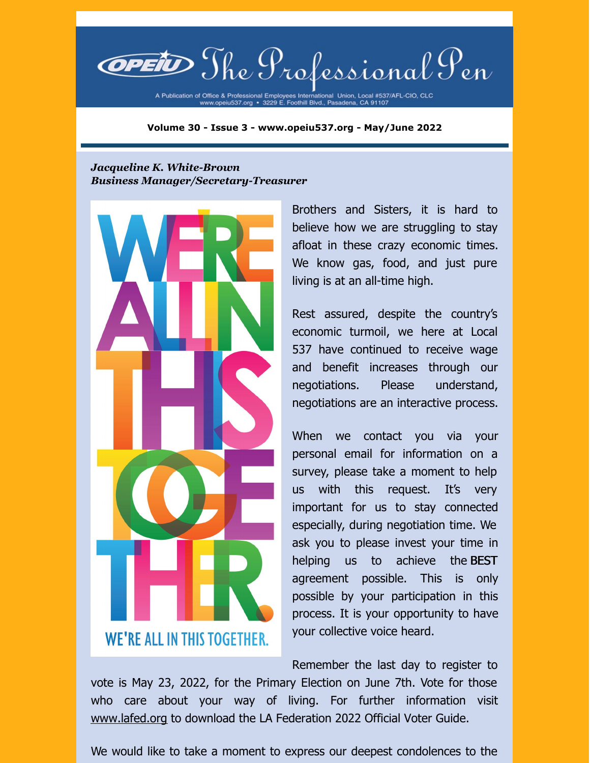# The Professional Pen

A Publication of Office & Professional Employees International Union, Local #537/AFL-CIO, CLC
www.opeiu537.org • 3229 E. Foothill Blvd., Pasadena, CA 91107

**Volume 30 - Issue 3 - www.opeiu537.org - May/June 2022**

***Jacqueline K. White-Brown***
***Business Manager/Secretary-Treasurer***

WE'RE ALL IN THIS TOGETHER.

Brothers and Sisters, it is hard to believe how we are struggling to stay afloat in these crazy economic times. We know gas, food, and just pure living is at an all-time high.

Rest assured, despite the country's economic turmoil, we here at Local 537 have continued to receive wage and benefit increases through our negotiations. Please understand, negotiations are an interactive process.

When we contact you via your personal email for information on a survey, please take a moment to help us with this request. It's very important for us to stay connected especially, during negotiation time. We ask you to please invest your time in helping us to achieve the BEST agreement possible. This is only possible by your participation in this process. It is your opportunity to have your collective voice heard.

Remember the last day to register to vote is May 23, 2022, for the Primary Election on June 7th. Vote for those who care about your way of living. For further information visit www.lafed.org to download the LA Federation 2022 Official Voter Guide.

We would like to take a moment to express our deepest condolences to the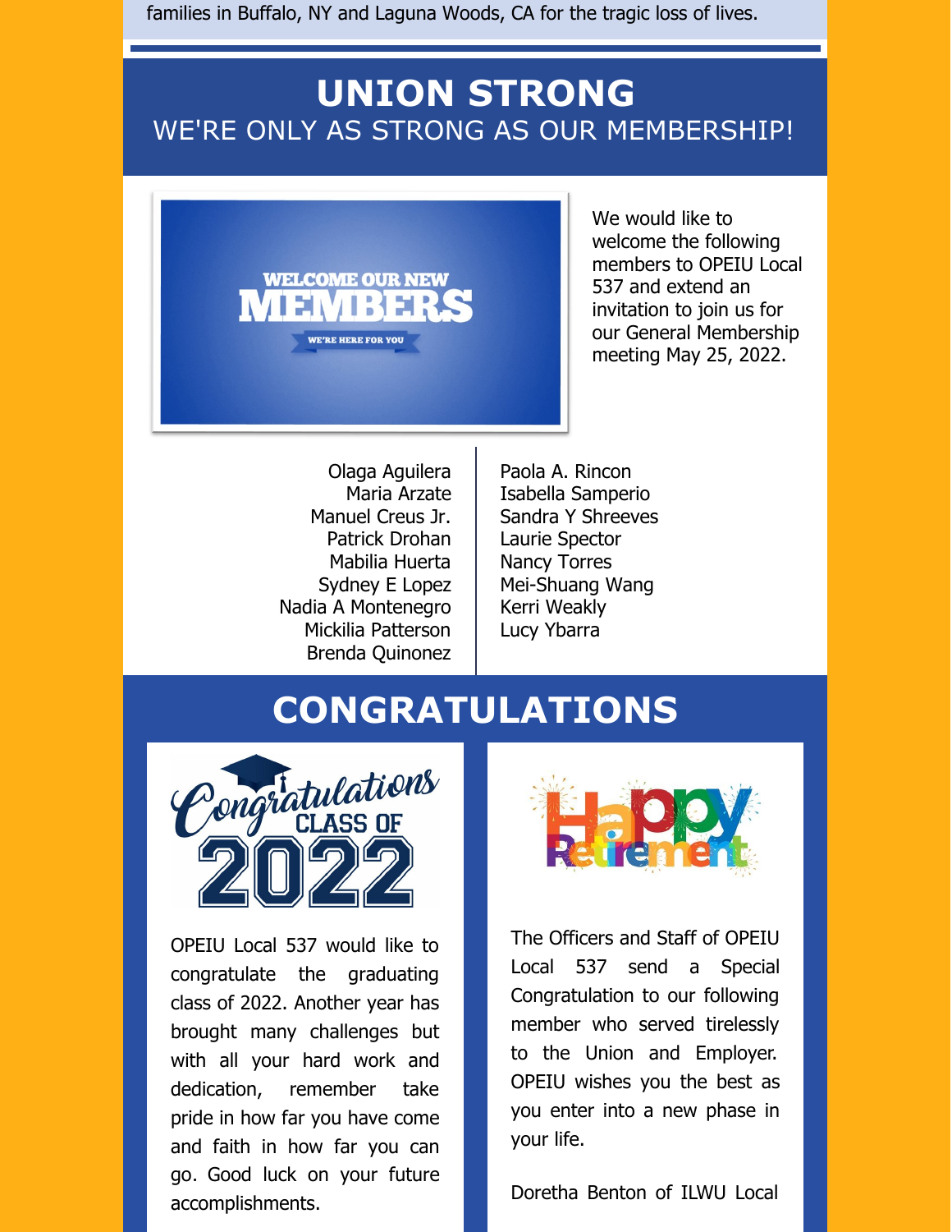families in Buffalo, NY and Laguna Woods, CA for the tragic loss of lives.

# UNION STRONG

## WE'RE ONLY AS STRONG AS OUR MEMBERSHIP!

WELCOME OUR NEW MEMBERS

WE'RE HERE FOR YOU

We would like to welcome the following members to OPEIU Local 537 and extend an invitation to join us for our General Membership meeting May 25, 2022.

Olaga Aguilera
Maria Arzate
Manuel Creus Jr.
Patrick Drohan
Mabilia Huerta
Sydney E Lopez
Nadia A Montenegro
Mickilia Patterson
Brenda Quinonez
Paola A. Rincon
Isabella Samperio
Sandra Y Shreeves
Laurie Spector
Nancy Torres
Mei-Shuang Wang
Kerri Weakly
Lucy Ybarra

# CONGRATULATIONS

Congratulations CLASS OF 2022

OPEIU Local 537 would like to congratulate the graduating class of 2022. Another year has brought many challenges but with all your hard work and dedication, remember take pride in how far you have come and faith in how far you can go. Good luck on your future accomplishments.

Happy Retirement

The Officers and Staff of OPEIU Local 537 send a Special Congratulation to our following member who served tirelessly to the Union and Employer. OPEIU wishes you the best as you enter into a new phase in your life.

Doretha Benton of ILWU Local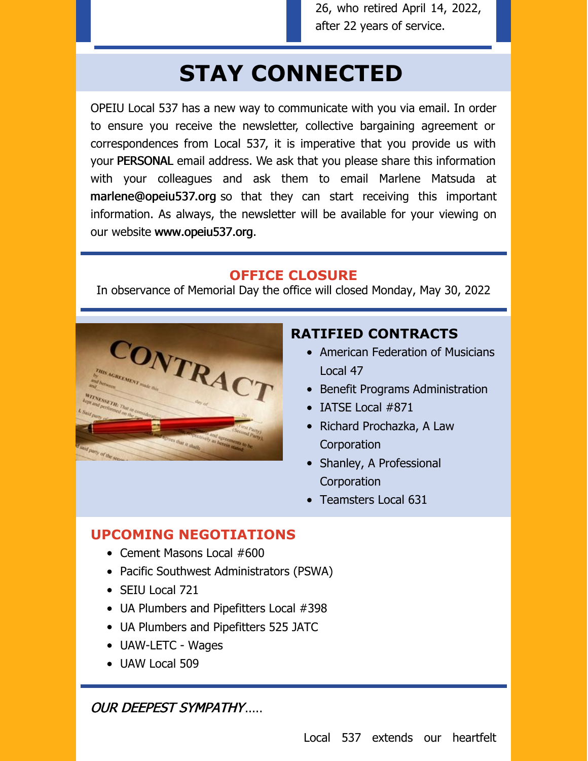26, who retired April 14, 2022, after 22 years of service.

# STAY CONNECTED

OPEIU Local 537 has a new way to communicate with you via email. In order to ensure you receive the newsletter, collective bargaining agreement or correspondences from Local 537, it is imperative that you provide us with your PERSONAL email address. We ask that you please share this information with your colleagues and ask them to email Marlene Matsuda at marlene@opeiu537.org so that they can start receiving this important information. As always, the newsletter will be available for your viewing on our website www.opeiu537.org.

## OFFICE CLOSURE

In observance of Memorial Day the office will closed Monday, May 30, 2022

## RATIFIED CONTRACTS

- American Federation of Musicians Local 47
- Benefit Programs Administration
- IATSE Local #871
- Richard Prochazka, A Law Corporation
- Shanley, A Professional Corporation
- Teamsters Local 631

## UPCOMING NEGOTIATIONS

- Cement Masons Local #600
- Pacific Southwest Administrators (PSWA)
- SEIU Local 721
- UA Plumbers and Pipefitters Local #398
- UA Plumbers and Pipefitters 525 JATC
- UAW-LETC - Wages
- UAW Local 509

*OUR DEEPEST SYMPATHY*.....

Local 537 extends our heartfelt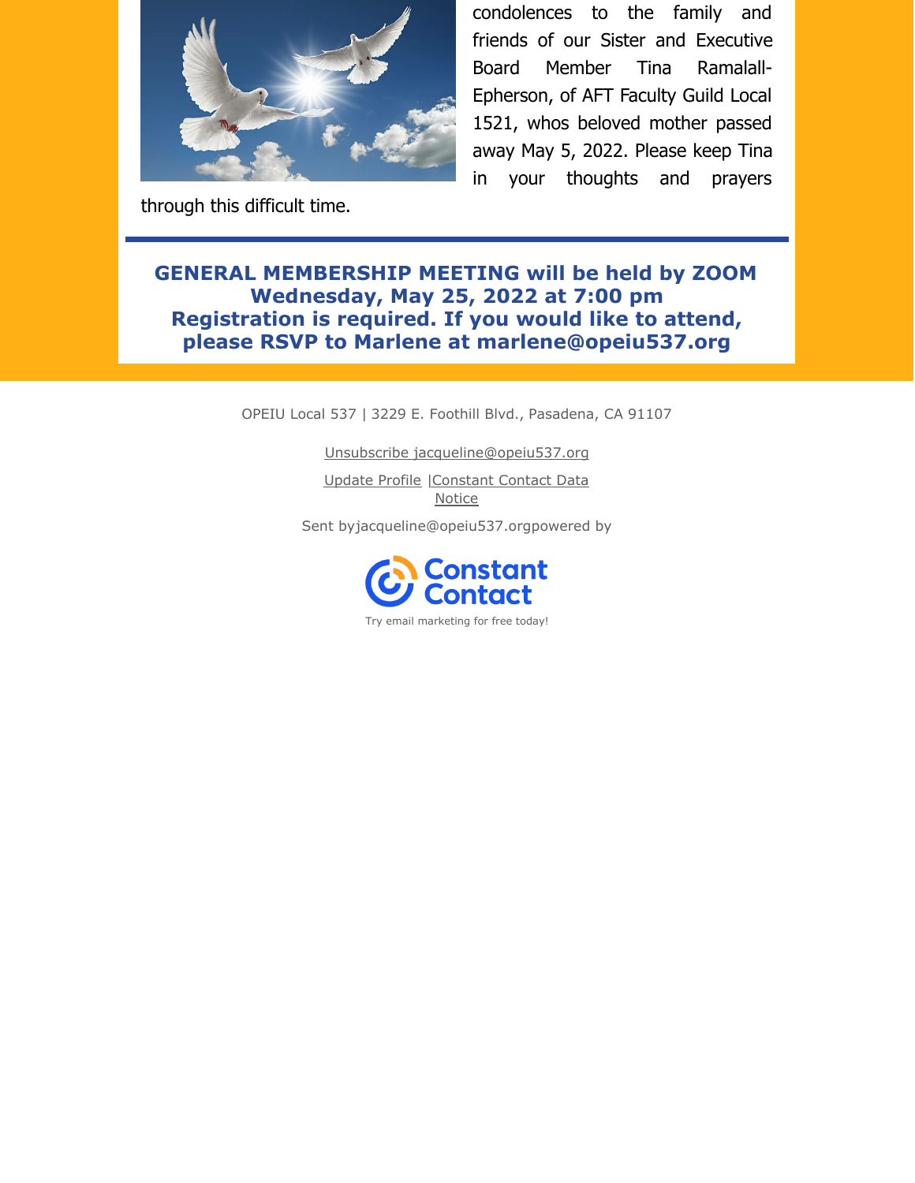condolences to the family and friends of our Sister and Executive Board Member Tina Ramalall-Epherson, of AFT Faculty Guild Local 1521, whos beloved mother passed away May 5, 2022. Please keep Tina in your thoughts and prayers through this difficult time.

---

**GENERAL MEMBERSHIP MEETING will be held by ZOOM**
**Wednesday, May 25, 2022 at 7:00 pm**
**Registration is required. If you would like to attend, please RSVP to Marlene at marlene@opeiu537.org**

OPEIU Local 537 | 3229 E. Foothill Blvd., Pasadena, CA 91107

Unsubscribe jacqueline@opeiu537.org

Update Profile |Constant Contact Data Notice

Sent byjacqueline@opeiu537.orgpowered by

Constant Contact

Try email marketing for free today!